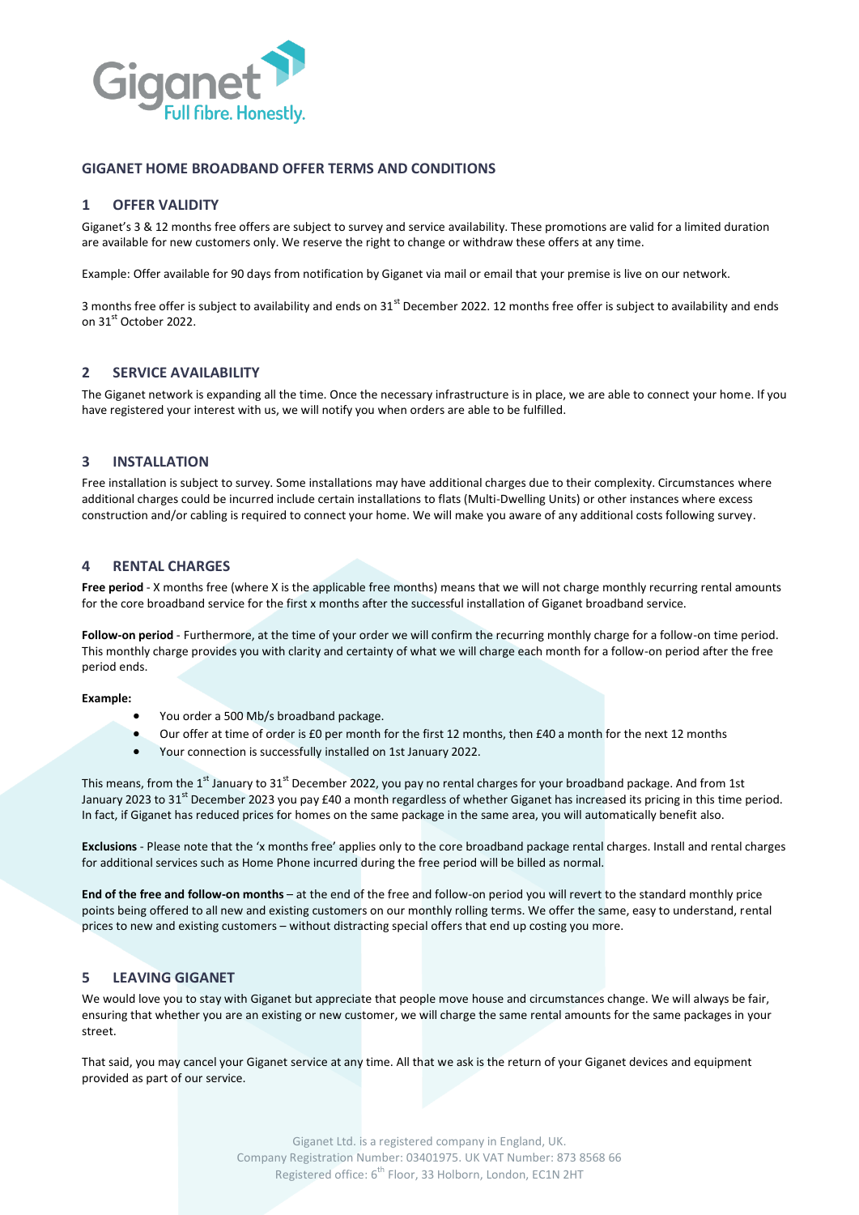# GIGANET HOME BROADBAND OFFER TERMS AND CONDITIONS

## 1 OFFER VALIDITY

Giganet's 3 & 12 months free offers are subject to survey and service availability. These promotions are valid for a limited duration are available for new customers only. We reserve the right to change or withdraw these offers at any time.

Example: Offer available for 90 days from notification by Giganet via mail or email that your premise is live on our network.

3 months free offer is subject to availability and ends on 31st December 2022. 12 months free offer is subject to availability and ends on 31st October 2022.

## 2 SERVICE AVAILABILITY

The Giganet network is expanding all the time. Once the necessary infrastructure is in place, we are able to connect your home. If you have registered your interest with us, we will notify you when orders are able to be fulfilled.

## 3 INSTALLATION

Free installation is subject to survey. Some installations may have additional charges due to their complexity. Circumstances where additional charges could be incurred include certain installations to flats (Multi-Dwelling Units) or other instances where excess construction and/or cabling is required to connect your home. We will make you aware of any additional costs following survey.

## 4 RENTAL CHARGES

**Free period** - X months free (where X is the applicable free months) means that we will not charge monthly recurring rental amounts for the core broadband service for the first x months after the successful installation of Giganet broadband service.

**Follow-on period** - Furthermore, at the time of your order we will confirm the recurring monthly charge for a follow-on time period. This monthly charge provides you with clarity and certainty of what we will charge each month for a follow-on period after the free period ends.

**Example:**

- You order a 500 Mb/s broadband package.
- Our offer at time of order is £0 per month for the first 12 months, then £40 a month for the next 12 months
- Your connection is successfully installed on 1st January 2022.

This means, from the 1st January to 31st December 2022, you pay no rental charges for your broadband package. And from 1st January 2023 to 31st December 2023 you pay £40 a month regardless of whether Giganet has increased its pricing in this time period. In fact, if Giganet has reduced prices for homes on the same package in the same area, you will automatically benefit also.

**Exclusions** - Please note that the 'x months free' applies only to the core broadband package rental charges. Install and rental charges for additional services such as Home Phone incurred during the free period will be billed as normal.

**End of the free and follow-on months** – at the end of the free and follow-on period you will revert to the standard monthly price points being offered to all new and existing customers on our monthly rolling terms. We offer the same, easy to understand, rental prices to new and existing customers – without distracting special offers that end up costing you more.

## 5 LEAVING GIGANET

We would love you to stay with Giganet but appreciate that people move house and circumstances change. We will always be fair, ensuring that whether you are an existing or new customer, we will charge the same rental amounts for the same packages in your street.

That said, you may cancel your Giganet service at any time. All that we ask is the return of your Giganet devices and equipment provided as part of our service.

Giganet Ltd. is a registered company in England, UK.
Company Registration Number: 03401975. UK VAT Number: 873 8568 66
Registered office: 6th Floor, 33 Holborn, London, EC1N 2HT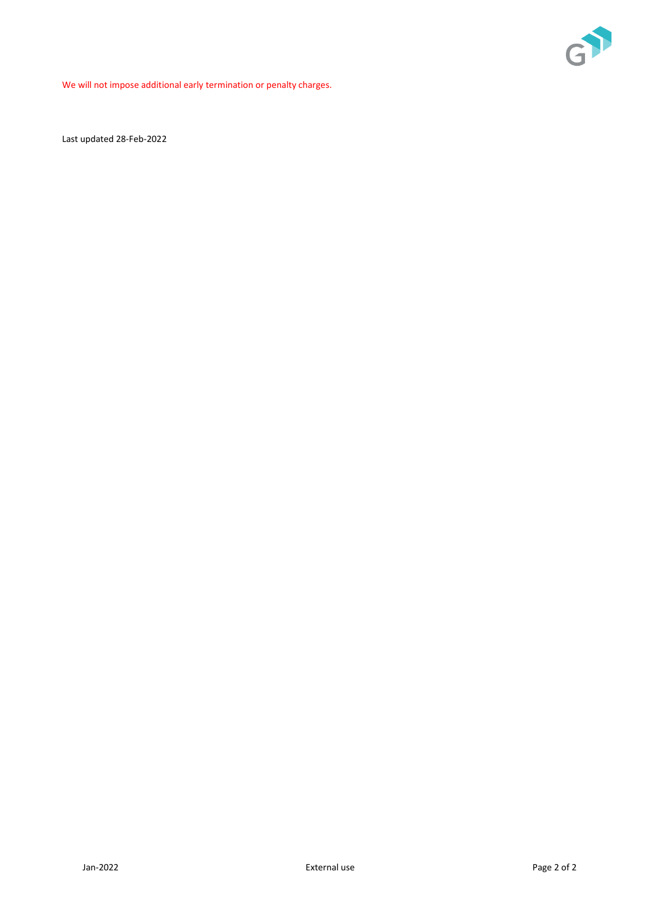We will not impose additional early termination or penalty charges.

Last updated 28-Feb-2022